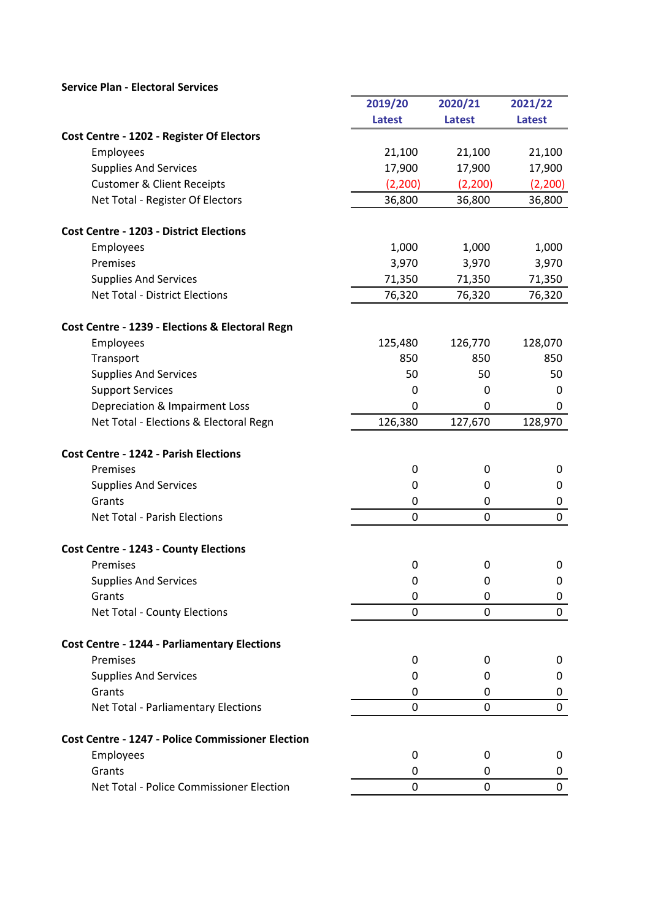**Service Plan - Electoral Services**

| | 2019/20 Latest | 2020/21 Latest | 2021/22 Latest |
|---|---|---|---|
| **Cost Centre - 1202 - Register Of Electors** | | | |
| Employees | 21,100 | 21,100 | 21,100 |
| Supplies And Services | 17,900 | 17,900 | 17,900 |
| Customer & Client Receipts | (2,200) | (2,200) | (2,200) |
| Net Total - Register Of Electors | 36,800 | 36,800 | 36,800 |
| **Cost Centre - 1203 - District Elections** | | | |
| Employees | 1,000 | 1,000 | 1,000 |
| Premises | 3,970 | 3,970 | 3,970 |
| Supplies And Services | 71,350 | 71,350 | 71,350 |
| Net Total - District Elections | 76,320 | 76,320 | 76,320 |
| **Cost Centre - 1239 - Elections & Electoral Regn** | | | |
| Employees | 125,480 | 126,770 | 128,070 |
| Transport | 850 | 850 | 850 |
| Supplies And Services | 50 | 50 | 50 |
| Support Services | 0 | 0 | 0 |
| Depreciation & Impairment Loss | 0 | 0 | 0 |
| Net Total - Elections & Electoral Regn | 126,380 | 127,670 | 128,970 |
| **Cost Centre - 1242 - Parish Elections** | | | |
| Premises | 0 | 0 | 0 |
| Supplies And Services | 0 | 0 | 0 |
| Grants | 0 | 0 | 0 |
| Net Total - Parish Elections | 0 | 0 | 0 |
| **Cost Centre - 1243 - County Elections** | | | |
| Premises | 0 | 0 | 0 |
| Supplies And Services | 0 | 0 | 0 |
| Grants | 0 | 0 | 0 |
| Net Total - County Elections | 0 | 0 | 0 |
| **Cost Centre - 1244 - Parliamentary Elections** | | | |
| Premises | 0 | 0 | 0 |
| Supplies And Services | 0 | 0 | 0 |
| Grants | 0 | 0 | 0 |
| Net Total - Parliamentary Elections | 0 | 0 | 0 |
| **Cost Centre - 1247 - Police Commissioner Election** | | | |
| Employees | 0 | 0 | 0 |
| Grants | 0 | 0 | 0 |
| Net Total - Police Commissioner Election | 0 | 0 | 0 |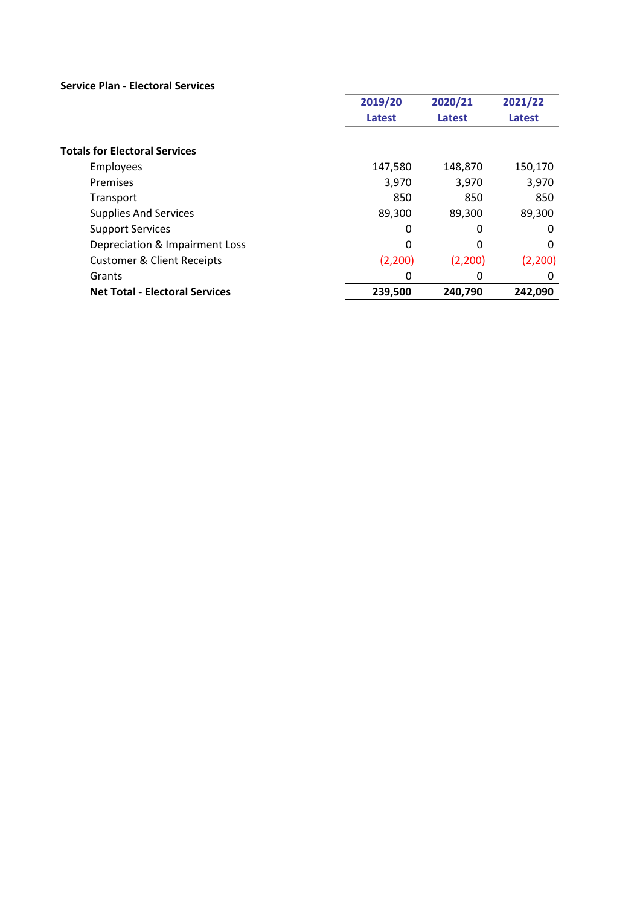**Service Plan - Electoral Services**

| | 2019/20 Latest | 2020/21 Latest | 2021/22 Latest |
|---|---|---|---|
| **Totals for Electoral Services** | | | |
| Employees | 147,580 | 148,870 | 150,170 |
| Premises | 3,970 | 3,970 | 3,970 |
| Transport | 850 | 850 | 850 |
| Supplies And Services | 89,300 | 89,300 | 89,300 |
| Support Services | 0 | 0 | 0 |
| Depreciation & Impairment Loss | 0 | 0 | 0 |
| Customer & Client Receipts | (2,200) | (2,200) | (2,200) |
| Grants | 0 | 0 | 0 |
| **Net Total - Electoral Services** | **239,500** | **240,790** | **242,090** |